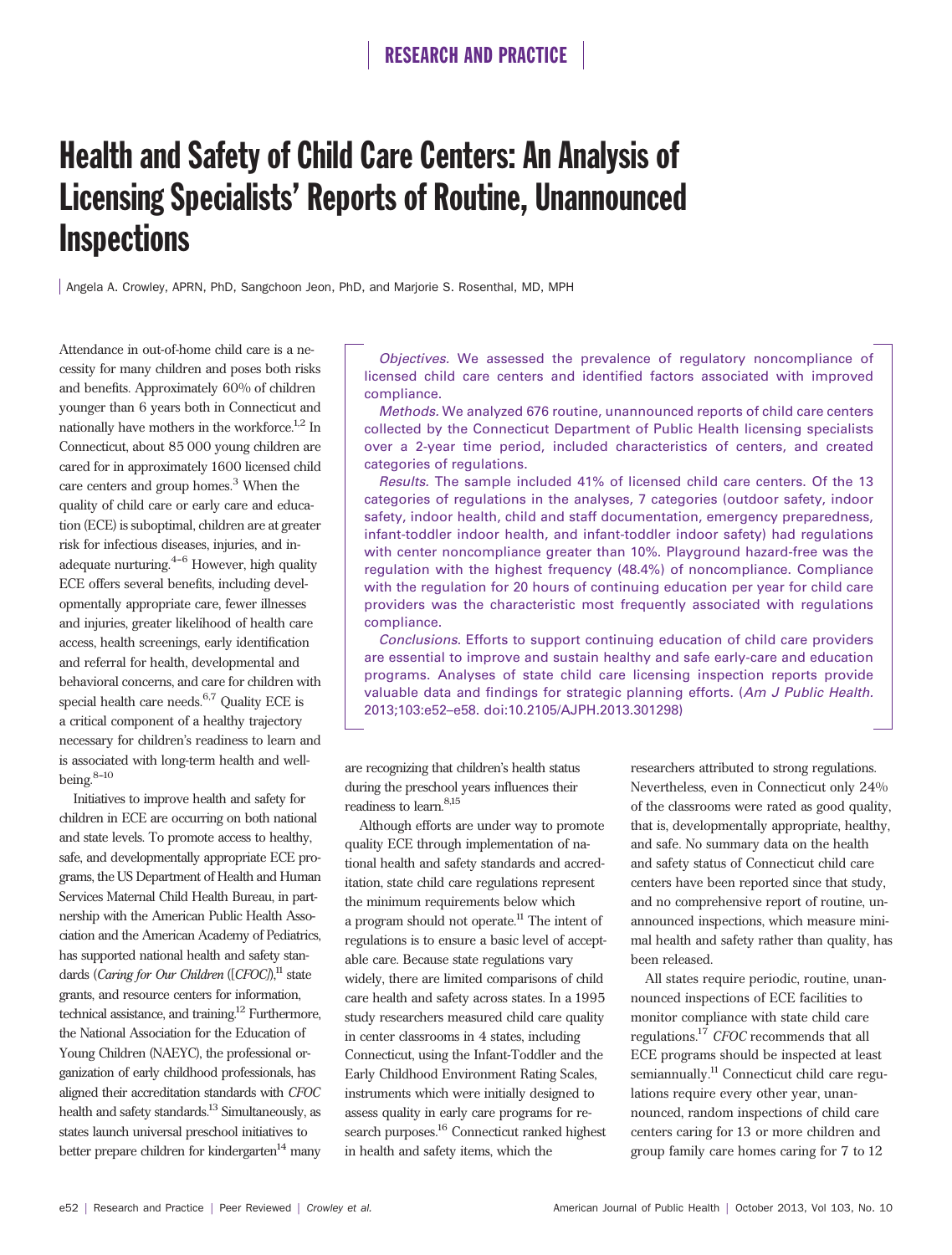# Health and Safety of Child Care Centers: An Analysis of Licensing Specialists' Reports of Routine, Unannounced Inspections

Angela A. Crowley, APRN, PhD, Sangchoon Jeon, PhD, and Marjorie S. Rosenthal, MD, MPH

*Objectives.* We assessed the prevalence of regulatory noncompliance of licensed child care centers and identified factors associated with improved compliance.

*Methods.* We analyzed 676 routine, unannounced reports of child care centers collected by the Connecticut Department of Public Health licensing specialists over a 2-year time period, included characteristics of centers, and created categories of regulations.

*Results.* The sample included 41% of licensed child care centers. Of the 13 categories of regulations in the analyses, 7 categories (outdoor safety, indoor safety, indoor health, child and staff documentation, emergency preparedness, infant-toddler indoor health, and infant-toddler indoor safety) had regulations with center noncompliance greater than 10%. Playground hazard-free was the regulation with the highest frequency (48.4%) of noncompliance. Compliance with the regulation for 20 hours of continuing education per year for child care providers was the characteristic most frequently associated with regulations compliance.

*Conclusions.* Efforts to support continuing education of child care providers are essential to improve and sustain healthy and safe early-care and education programs. Analyses of state child care licensing inspection reports provide valuable data and findings for strategic planning efforts. (*Am J Public Health.* 2013;103:e52–e58. doi:10.2105/AJPH.2013.301298)

Attendance in out-of-home child care is a necessity for many children and poses both risks and benefits. Approximately 60% of children younger than 6 years both in Connecticut and nationally have mothers in the workforce.[1,2] In Connecticut, about 85 000 young children are cared for in approximately 1600 licensed child care centers and group homes.[3] When the quality of child care or early care and education (ECE) is suboptimal, children are at greater risk for infectious diseases, injuries, and inadequate nurturing.[4–6] However, high quality ECE offers several benefits, including developmentally appropriate care, fewer illnesses and injuries, greater likelihood of health care access, health screenings, early identification and referral for health, developmental and behavioral concerns, and care for children with special health care needs.[6,7] Quality ECE is a critical component of a healthy trajectory necessary for children's readiness to learn and is associated with long-term health and well-being.[8–10]

Initiatives to improve health and safety for children in ECE are occurring on both national and state levels. To promote access to healthy, safe, and developmentally appropriate ECE programs, the US Department of Health and Human Services Maternal Child Health Bureau, in partnership with the American Public Health Association and the American Academy of Pediatrics, has supported national health and safety standards (*Caring for Our Children* ([*CFOC*]),[11] state grants, and resource centers for information, technical assistance, and training.[12] Furthermore, the National Association for the Education of Young Children (NAEYC), the professional organization of early childhood professionals, has aligned their accreditation standards with *CFOC* health and safety standards.[13] Simultaneously, as states launch universal preschool initiatives to better prepare children for kindergarten[14] many are recognizing that children's health status during the preschool years influences their readiness to learn.[8,15]

Although efforts are under way to promote quality ECE through implementation of national health and safety standards and accreditation, state child care regulations represent the minimum requirements below which a program should not operate.[11] The intent of regulations is to ensure a basic level of acceptable care. Because state regulations vary widely, there are limited comparisons of child care health and safety across states. In a 1995 study researchers measured child care quality in center classrooms in 4 states, including Connecticut, using the Infant-Toddler and the Early Childhood Environment Rating Scales, instruments which were initially designed to assess quality in early care programs for research purposes.[16] Connecticut ranked highest in health and safety items, which the researchers attributed to strong regulations. Nevertheless, even in Connecticut only 24% of the classrooms were rated as good quality, that is, developmentally appropriate, healthy, and safe. No summary data on the health and safety status of Connecticut child care centers have been reported since that study, and no comprehensive report of routine, unannounced inspections, which measure minimal health and safety rather than quality, has been released.

All states require periodic, routine, unannounced inspections of ECE facilities to monitor compliance with state child care regulations.[17] *CFOC* recommends that all ECE programs should be inspected at least semiannually.[11] Connecticut child care regulations require every other year, unannounced, random inspections of child care centers caring for 13 or more children and group family care homes caring for 7 to 12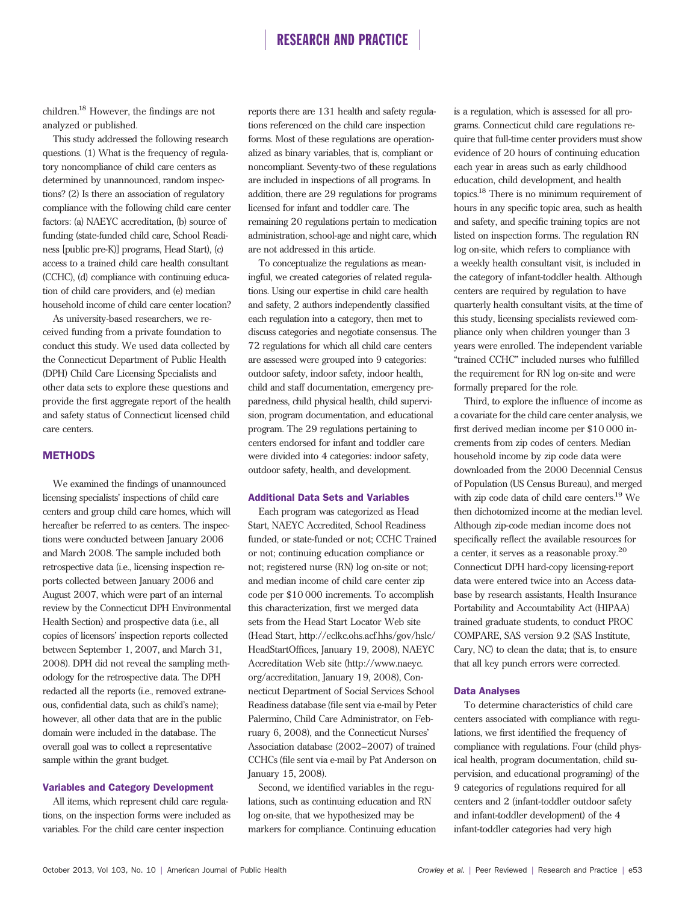children.[18] However, the findings are not analyzed or published.

This study addressed the following research questions. (1) What is the frequency of regulatory noncompliance of child care centers as determined by unannounced, random inspections? (2) Is there an association of regulatory compliance with the following child care center factors: (a) NAEYC accreditation, (b) source of funding (state-funded child care, School Readiness [public pre-K)] programs, Head Start), (c) access to a trained child care health consultant (CCHC), (d) compliance with continuing education of child care providers, and (e) median household income of child care center location?

As university-based researchers, we received funding from a private foundation to conduct this study. We used data collected by the Connecticut Department of Public Health (DPH) Child Care Licensing Specialists and other data sets to explore these questions and provide the first aggregate report of the health and safety status of Connecticut licensed child care centers.

## METHODS

We examined the findings of unannounced licensing specialists' inspections of child care centers and group child care homes, which will hereafter be referred to as centers. The inspections were conducted between January 2006 and March 2008. The sample included both retrospective data (i.e., licensing inspection reports collected between January 2006 and August 2007, which were part of an internal review by the Connecticut DPH Environmental Health Section) and prospective data (i.e., all copies of licensors' inspection reports collected between September 1, 2007, and March 31, 2008). DPH did not reveal the sampling methodology for the retrospective data. The DPH redacted all the reports (i.e., removed extraneous, confidential data, such as child's name); however, all other data that are in the public domain were included in the database. The overall goal was to collect a representative sample within the grant budget.

### Variables and Category Development

All items, which represent child care regulations, on the inspection forms were included as variables. For the child care center inspection reports there are 131 health and safety regulations referenced on the child care inspection forms. Most of these regulations are operationalized as binary variables, that is, compliant or noncompliant. Seventy-two of these regulations are included in inspections of all programs. In addition, there are 29 regulations for programs licensed for infant and toddler care. The remaining 20 regulations pertain to medication administration, school-age and night care, which are not addressed in this article.

To conceptualize the regulations as meaningful, we created categories of related regulations. Using our expertise in child care health and safety, 2 authors independently classified each regulation into a category, then met to discuss categories and negotiate consensus. The 72 regulations for which all child care centers are assessed were grouped into 9 categories: outdoor safety, indoor safety, indoor health, child and staff documentation, emergency preparedness, child physical health, child supervision, program documentation, and educational program. The 29 regulations pertaining to centers endorsed for infant and toddler care were divided into 4 categories: indoor safety, outdoor safety, health, and development.

### Additional Data Sets and Variables

Each program was categorized as Head Start, NAEYC Accredited, School Readiness funded, or state-funded or not; CCHC Trained or not; continuing education compliance or not; registered nurse (RN) log on-site or not; and median income of child care center zip code per $10 000 increments. To accomplish this characterization, first we merged data sets from the Head Start Locator Web site (Head Start, http://eclkc.ohs.acf.hhs/gov/hslc/HeadStartOffices, January 19, 2008), NAEYC Accreditation Web site (http://www.naeyc.org/accreditation, January 19, 2008), Connecticut Department of Social Services School Readiness database (file sent via e-mail by Peter Palermino, Child Care Administrator, on February 6, 2008), and the Connecticut Nurses' Association database (2002–2007) of trained CCHCs (file sent via e-mail by Pat Anderson on January 15, 2008).

Second, we identified variables in the regulations, such as continuing education and RN log on-site, that we hypothesized may be markers for compliance. Continuing education is a regulation, which is assessed for all programs. Connecticut child care regulations require that full-time center providers must show evidence of 20 hours of continuing education each year in areas such as early childhood education, child development, and health topics.[18] There is no minimum requirement of hours in any specific topic area, such as health and safety, and specific training topics are not listed on inspection forms. The regulation RN log on-site, which refers to compliance with a weekly health consultant visit, is included in the category of infant-toddler health. Although centers are required by regulation to have quarterly health consultant visits, at the time of this study, licensing specialists reviewed compliance only when children younger than 3 years were enrolled. The independent variable "trained CCHC" included nurses who fulfilled the requirement for RN log on-site and were formally prepared for the role.

Third, to explore the influence of income as a covariate for the child care center analysis, we first derived median income per $10 000 increments from zip codes of centers. Median household income by zip code data were downloaded from the 2000 Decennial Census of Population (US Census Bureau), and merged with zip code data of child care centers.[19] We then dichotomized income at the median level. Although zip-code median income does not specifically reflect the available resources for a center, it serves as a reasonable proxy.[20] Connecticut DPH hard-copy licensing-report data were entered twice into an Access database by research assistants, Health Insurance Portability and Accountability Act (HIPAA) trained graduate students, to conduct PROC COMPARE, SAS version 9.2 (SAS Institute, Cary, NC) to clean the data; that is, to ensure that all key punch errors were corrected.

### Data Analyses

To determine characteristics of child care centers associated with compliance with regulations, we first identified the frequency of compliance with regulations. Four (child physical health, program documentation, child supervision, and educational programing) of the 9 categories of regulations required for all centers and 2 (infant-toddler outdoor safety and infant-toddler development) of the 4 infant-toddler categories had very high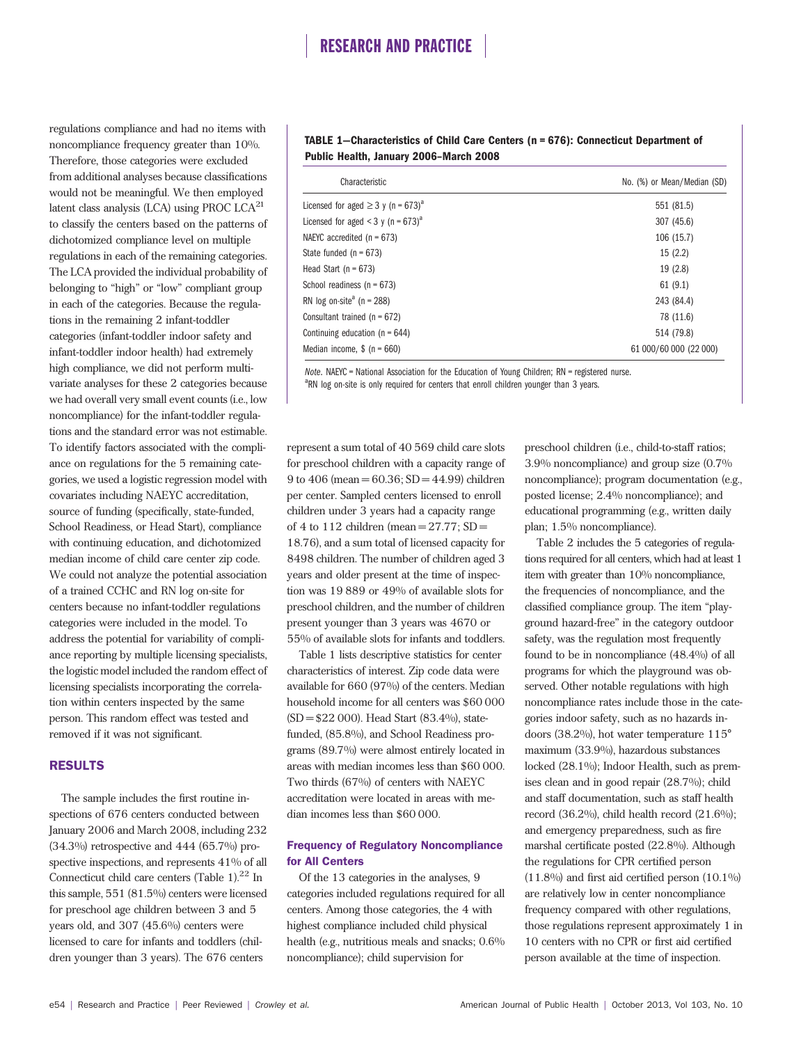regulations compliance and had no items with noncompliance frequency greater than 10%. Therefore, those categories were excluded from additional analyses because classifications would not be meaningful. We then employed latent class analysis (LCA) using PROC LCA[21] to classify the centers based on the patterns of dichotomized compliance level on multiple regulations in each of the remaining categories. The LCA provided the individual probability of belonging to "high" or "low" compliant group in each of the categories. Because the regulations in the remaining 2 infant-toddler categories (infant-toddler indoor safety and infant-toddler indoor health) had extremely high compliance, we did not perform multivariate analyses for these 2 categories because we had overall very small event counts (i.e., low noncompliance) for the infant-toddler regulations and the standard error was not estimable. To identify factors associated with the compliance on regulations for the 5 remaining categories, we used a logistic regression model with covariates including NAEYC accreditation, source of funding (specifically, state-funded, School Readiness, or Head Start), compliance with continuing education, and dichotomized median income of child care center zip code. We could not analyze the potential association of a trained CCHC and RN log on-site for centers because no infant-toddler regulations categories were included in the model. To address the potential for variability of compliance reporting by multiple licensing specialists, the logistic model included the random effect of licensing specialists incorporating the correlation within centers inspected by the same person. This random effect was tested and removed if it was not significant.

## RESULTS

The sample includes the first routine inspections of 676 centers conducted between January 2006 and March 2008, including 232 (34.3%) retrospective and 444 (65.7%) prospective inspections, and represents 41% of all Connecticut child care centers (Table 1).[22] In this sample, 551 (81.5%) centers were licensed for preschool age children between 3 and 5 years old, and 307 (45.6%) centers were licensed to care for infants and toddlers (children younger than 3 years). The 676 centers represent a sum total of 40 569 child care slots for preschool children with a capacity range of 9 to 406 (mean = 60.36; SD = 44.99) children per center. Sampled centers licensed to enroll children under 3 years had a capacity range of 4 to 112 children (mean = 27.77; SD = 18.76), and a sum total of licensed capacity for 8498 children. The number of children aged 3 years and older present at the time of inspection was 19 889 or 49% of available slots for preschool children, and the number of children present younger than 3 years was 4670 or 55% of available slots for infants and toddlers.

**TABLE 1—Characteristics of Child Care Centers (n = 676): Connecticut Department of Public Health, January 2006–March 2008**

| Characteristic | No. (%) or Mean/Median (SD) |
|---|---|
| Licensed for aged ≥ 3 y (n = 673)[a] | 551 (81.5) |
| Licensed for aged < 3 y (n = 673)[a] | 307 (45.6) |
| NAEYC accredited (n = 673) | 106 (15.7) |
| State funded (n = 673) | 15 (2.2) |
| Head Start (n = 673) | 19 (2.8) |
| School readiness (n = 673) | 61 (9.1) |
| RN log on-site[a] (n = 288) | 243 (84.4) |
| Consultant trained (n = 672) | 78 (11.6) |
| Continuing education (n = 644) | 514 (79.8) |
| Median income, $ (n = 660) | 61 000/60 000 (22 000) |

*Note.* NAEYC = National Association for the Education of Young Children; RN = registered nurse.
[a]RN log on-site is only required for centers that enroll children younger than 3 years.

Table 1 lists descriptive statistics for center characteristics of interest. Zip code data were available for 660 (97%) of the centers. Median household income for all centers was $60 000 (SD = $22 000). Head Start (83.4%), state-funded, (85.8%), and School Readiness programs (89.7%) were almost entirely located in areas with median incomes less than $60 000. Two thirds (67%) of centers with NAEYC accreditation were located in areas with median incomes less than $60 000.

### Frequency of Regulatory Noncompliance for All Centers

Of the 13 categories in the analyses, 9 categories included regulations required for all centers. Among those categories, the 4 with highest compliance included child physical health (e.g., nutritious meals and snacks; 0.6% noncompliance); child supervision for preschool children (i.e., child-to-staff ratios; 3.9% noncompliance) and group size (0.7% noncompliance); program documentation (e.g., posted license; 2.4% noncompliance); and educational programming (e.g., written daily plan; 1.5% noncompliance).

Table 2 includes the 5 categories of regulations required for all centers, which had at least 1 item with greater than 10% noncompliance, the frequencies of noncompliance, and the classified compliance group. The item "playground hazard-free" in the category outdoor safety, was the regulation most frequently found to be in noncompliance (48.4%) of all programs for which the playground was observed. Other notable regulations with high noncompliance rates include those in the categories indoor safety, such as no hazards indoors (38.2%), hot water temperature 115° maximum (33.9%), hazardous substances locked (28.1%); Indoor Health, such as premises clean and in good repair (28.7%); child and staff documentation, such as staff health record (36.2%), child health record (21.6%); and emergency preparedness, such as fire marshal certificate posted (22.8%). Although the regulations for CPR certified person (11.8%) and first aid certified person (10.1%) are relatively low in center noncompliance frequency compared with other regulations, those regulations represent approximately 1 in 10 centers with no CPR or first aid certified person available at the time of inspection.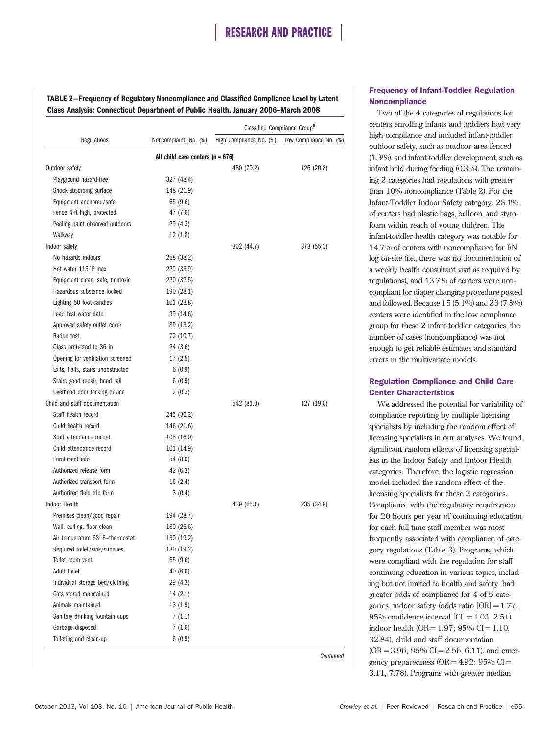**TABLE 2—Frequency of Regulatory Noncompliance and Classified Compliance Level by Latent Class Analysis: Connecticut Department of Public Health, January 2006–March 2008**

| Regulations | Noncomplaint, No. (%) | Classified Compliance Group[a] | |
|---|---|---|---|
| | | High Compliance No. (%) | Low Compliance No. (%) |
| **All child care centers (n = 676)** | | | |
| Outdoor safety | | 480 (79.2) | 126 (20.8) |
| Playground hazard-free | 327 (48.4) | | |
| Shock-absorbing surface | 148 (21.9) | | |
| Equipment anchored/safe | 65 (9.6) | | |
| Fence 4-ft high, protected | 47 (7.0) | | |
| Peeling paint observed outdoors | 29 (4.3) | | |
| Walkway | 12 (1.8) | | |
| Indoor safety | | 302 (44.7) | 373 (55.3) |
| No hazards indoors | 258 (38.2) | | |
| Hot water 115°F max | 229 (33.9) | | |
| Equipment clean, safe, nontoxic | 220 (32.5) | | |
| Hazardous substance locked | 190 (28.1) | | |
| Lighting 50 foot-candles | 161 (23.8) | | |
| Lead test water date | 99 (14.6) | | |
| Approved safety outlet cover | 89 (13.2) | | |
| Radon test | 72 (10.7) | | |
| Glass protected to 36 in | 24 (3.6) | | |
| Opening for ventilation screened | 17 (2.5) | | |
| Exits, halls, stairs unobstructed | 6 (0.9) | | |
| Stairs good repair, hand rail | 6 (0.9) | | |
| Overhead door locking device | 2 (0.3) | | |
| Child and staff documentation | | 542 (81.0) | 127 (19.0) |
| Staff health record | 245 (36.2) | | |
| Child health record | 146 (21.6) | | |
| Staff attendance record | 108 (16.0) | | |
| Child attendance record | 101 (14.9) | | |
| Enrollment info | 54 (8.0) | | |
| Authorized release form | 42 (6.2) | | |
| Authorized transport form | 16 (2.4) | | |
| Authorized field trip form | 3 (0.4) | | |
| Indoor Health | | 439 (65.1) | 235 (34.9) |
| Premises clean/good repair | 194 (28.7) | | |
| Wall, ceiling, floor clean | 180 (26.6) | | |
| Air temperature 68°F—thermostat | 130 (19.2) | | |
| Required toilet/sink/supplies | 130 (19.2) | | |
| Toilet room vent | 65 (9.6) | | |
| Adult toilet | 40 (6.0) | | |
| Individual storage bed/clothing | 29 (4.3) | | |
| Cots stored maintained | 14 (2.1) | | |
| Animals maintained | 13 (1.9) | | |
| Sanitary drinking fountain cups | 7 (1.1) | | |
| Garbage disposed | 7 (1.0) | | |
| Toileting and clean-up | 6 (0.9) | | |

*Continued*

### Frequency of Infant-Toddler Regulation Noncompliance

Two of the 4 categories of regulations for centers enrolling infants and toddlers had very high compliance and included infant-toddler outdoor safety, such as outdoor area fenced (1.3%), and infant-toddler development, such as infant held during feeding (0.3%). The remaining 2 categories had regulations with greater than 10% noncompliance (Table 2). For the Infant-Toddler Indoor Safety category, 28.1% of centers had plastic bags, balloon, and styrofoam within reach of young children. The infant-toddler health category was notable for 14.7% of centers with noncompliance for RN log on-site (i.e., there was no documentation of a weekly health consultant visit as required by regulations), and 13.7% of centers were noncompliant for diaper changing procedure posted and followed. Because 15 (5.1%) and 23 (7.8%) centers were identified in the low compliance group for these 2 infant-toddler categories, the number of cases (noncompliance) was not enough to get reliable estimates and standard errors in the multivariate models.

### Regulation Compliance and Child Care Center Characteristics

We addressed the potential for variability of compliance reporting by multiple licensing specialists by including the random effect of licensing specialists in our analyses. We found significant random effects of licensing specialists in the Indoor Safety and Indoor Health categories. Therefore, the logistic regression model included the random effect of the licensing specialists for these 2 categories. Compliance with the regulatory requirement for 20 hours per year of continuing education for each full-time staff member was most frequently associated with compliance of category regulations (Table 3). Programs, which were compliant with the regulation for staff continuing education in various topics, including but not limited to health and safety, had greater odds of compliance for 4 of 5 categories: indoor safety (odds ratio [OR] = 1.77; 95% confidence interval [CI] = 1.03, 2.51), indoor health (OR = 1.97; 95% CI = 1.10, 32.84), child and staff documentation (OR = 3.96; 95% CI = 2.56, 6.11), and emergency preparedness (OR = 4.92; 95% CI = 3.11, 7.78). Programs with greater median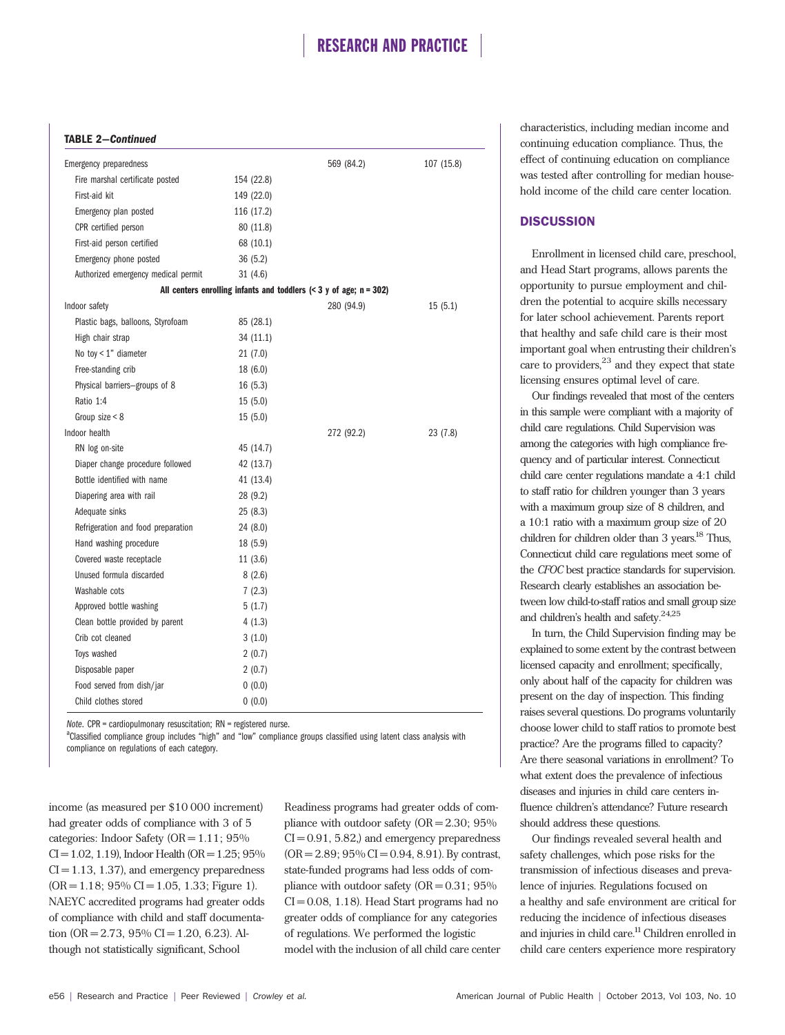**TABLE 2—Continued**

| | | | |
|---|---|---|---|
| Emergency preparedness | | 569 (84.2) | 107 (15.8) |
| Fire marshal certificate posted | 154 (22.8) | | |
| First-aid kit | 149 (22.0) | | |
| Emergency plan posted | 116 (17.2) | | |
| CPR certified person | 80 (11.8) | | |
| First-aid person certified | 68 (10.1) | | |
| Emergency phone posted | 36 (5.2) | | |
| Authorized emergency medical permit | 31 (4.6) | | |
| **All centers enrolling infants and toddlers (< 3 y of age; n = 302)** | | | |
| Indoor safety | | 280 (94.9) | 15 (5.1) |
| Plastic bags, balloons, Styrofoam | 85 (28.1) | | |
| High chair strap | 34 (11.1) | | |
| No toy < 1" diameter | 21 (7.0) | | |
| Free-standing crib | 18 (6.0) | | |
| Physical barriers–groups of 8 | 16 (5.3) | | |
| Ratio 1:4 | 15 (5.0) | | |
| Group size < 8 | 15 (5.0) | | |
| Indoor health | | 272 (92.2) | 23 (7.8) |
| RN log on-site | 45 (14.7) | | |
| Diaper change procedure followed | 42 (13.7) | | |
| Bottle identified with name | 41 (13.4) | | |
| Diapering area with rail | 28 (9.2) | | |
| Adequate sinks | 25 (8.3) | | |
| Refrigeration and food preparation | 24 (8.0) | | |
| Hand washing procedure | 18 (5.9) | | |
| Covered waste receptacle | 11 (3.6) | | |
| Unused formula discarded | 8 (2.6) | | |
| Washable cots | 7 (2.3) | | |
| Approved bottle washing | 5 (1.7) | | |
| Clean bottle provided by parent | 4 (1.3) | | |
| Crib cot cleaned | 3 (1.0) | | |
| Toys washed | 2 (0.7) | | |
| Disposable paper | 2 (0.7) | | |
| Food served from dish/jar | 0 (0.0) | | |
| Child clothes stored | 0 (0.0) | | |

*Note.* CPR = cardiopulmonary resuscitation; RN = registered nurse.
[a]Classified compliance group includes "high" and "low" compliance groups classified using latent class analysis with compliance on regulations of each category.

income (as measured per \$10 000 increment) had greater odds of compliance with 3 of 5 categories: Indoor Safety (OR = 1.11; 95% CI = 1.02, 1.19), Indoor Health (OR = 1.25; 95% CI = 1.13, 1.37), and emergency preparedness (OR = 1.18; 95% CI = 1.05, 1.33; Figure 1). NAEYC accredited programs had greater odds of compliance with child and staff documentation (OR = 2.73, 95% CI = 1.20, 6.23). Although not statistically significant, School Readiness programs had greater odds of compliance with outdoor safety (OR = 2.30; 95% CI = 0.91, 5.82,) and emergency preparedness (OR = 2.89; 95% CI = 0.94, 8.91). By contrast, state-funded programs had less odds of compliance with outdoor safety (OR = 0.31; 95% CI = 0.08, 1.18). Head Start programs had no greater odds of compliance for any categories of regulations. We performed the logistic model with the inclusion of all child care center characteristics, including median income and continuing education compliance. Thus, the effect of continuing education on compliance was tested after controlling for median household income of the child care center location.

## DISCUSSION

Enrollment in licensed child care, preschool, and Head Start programs, allows parents the opportunity to pursue employment and children the potential to acquire skills necessary for later school achievement. Parents report that healthy and safe child care is their most important goal when entrusting their children's care to providers,[23] and they expect that state licensing ensures optimal level of care.

Our findings revealed that most of the centers in this sample were compliant with a majority of child care regulations. Child Supervision was among the categories with high compliance frequency and of particular interest. Connecticut child care center regulations mandate a 4:1 child to staff ratio for children younger than 3 years with a maximum group size of 8 children, and a 10:1 ratio with a maximum group size of 20 children for children older than 3 years.[18] Thus, Connecticut child care regulations meet some of the *CFOC* best practice standards for supervision. Research clearly establishes an association between low child-to-staff ratios and small group size and children's health and safety.[24,25]

In turn, the Child Supervision finding may be explained to some extent by the contrast between licensed capacity and enrollment; specifically, only about half of the capacity for children was present on the day of inspection. This finding raises several questions. Do programs voluntarily choose lower child to staff ratios to promote best practice? Are the programs filled to capacity? Are there seasonal variations in enrollment? To what extent does the prevalence of infectious diseases and injuries in child care centers influence children's attendance? Future research should address these questions.

Our findings revealed several health and safety challenges, which pose risks for the transmission of infectious diseases and prevalence of injuries. Regulations focused on a healthy and safe environment are critical for reducing the incidence of infectious diseases and injuries in child care.[11] Children enrolled in child care centers experience more respiratory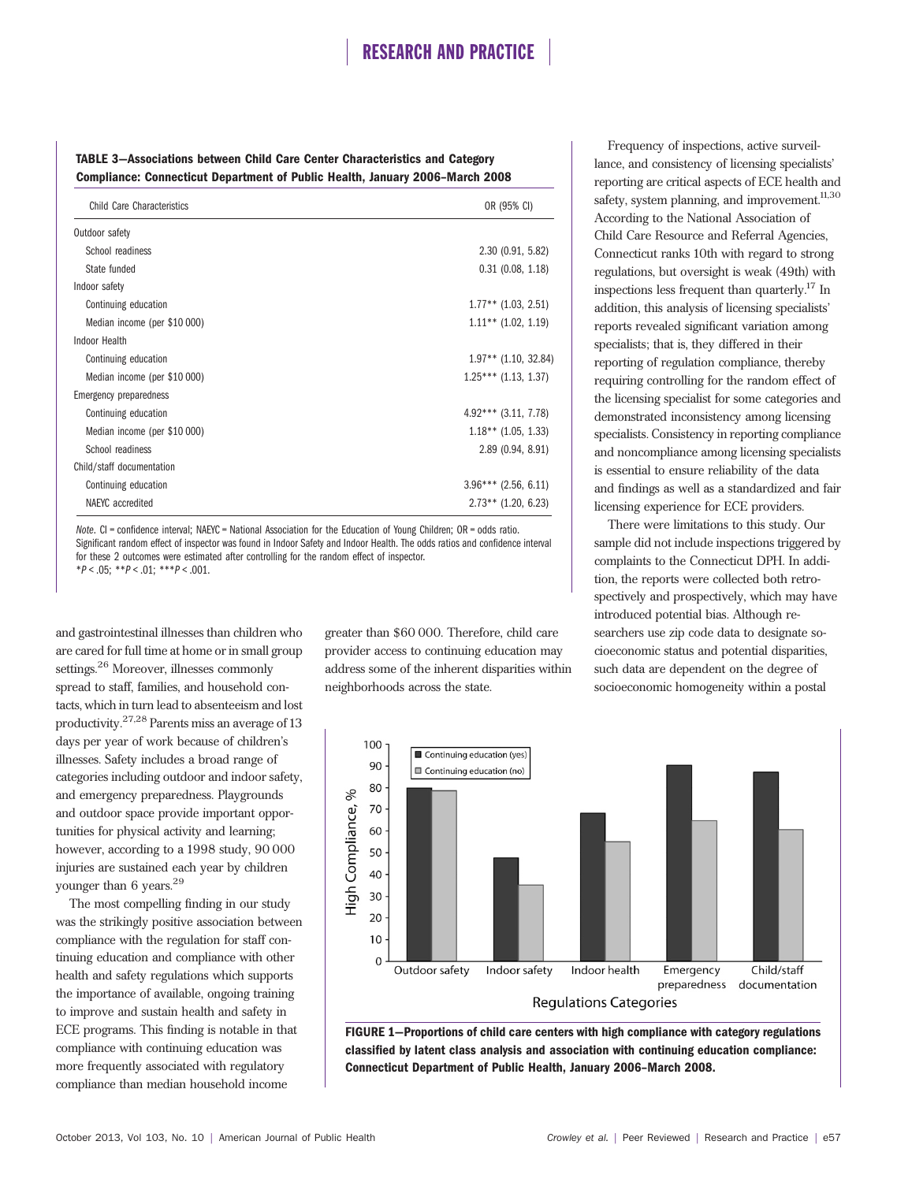**TABLE 3—Associations between Child Care Center Characteristics and Category Compliance: Connecticut Department of Public Health, January 2006–March 2008**

| Child Care Characteristics | OR (95% CI) |
|---|---|
| Outdoor safety | |
| School readiness | 2.30 (0.91, 5.82) |
| State funded | 0.31 (0.08, 1.18) |
| Indoor safety | |
| Continuing education | 1.77** (1.03, 2.51) |
| Median income (per $10 000) | 1.11** (1.02, 1.19) |
| Indoor Health | |
| Continuing education | 1.97** (1.10, 32.84) |
| Median income (per $10 000) | 1.25*** (1.13, 1.37) |
| Emergency preparedness | |
| Continuing education | 4.92*** (3.11, 7.78) |
| Median income (per $10 000) | 1.18** (1.05, 1.33) |
| School readiness | 2.89 (0.94, 8.91) |
| Child/staff documentation | |
| Continuing education | 3.96*** (2.56, 6.11) |
| NAEYC accredited | 2.73** (1.20, 6.23) |

*Note.* CI = confidence interval; NAEYC = National Association for the Education of Young Children; OR = odds ratio. Significant random effect of inspector was found in Indoor Safety and Indoor Health. The odds ratios and confidence interval for these 2 outcomes were estimated after controlling for the random effect of inspector.
*$P < .05$; **$P < .01$; ***$P < .001$.

and gastrointestinal illnesses than children who are cared for full time at home or in small group settings.[26] Moreover, illnesses commonly spread to staff, families, and household contacts, which in turn lead to absenteeism and lost productivity.[27,28] Parents miss an average of 13 days per year of work because of children's illnesses. Safety includes a broad range of categories including outdoor and indoor safety, and emergency preparedness. Playgrounds and outdoor space provide important opportunities for physical activity and learning; however, according to a 1998 study, 90 000 injuries are sustained each year by children younger than 6 years.[29]

The most compelling finding in our study was the strikingly positive association between compliance with the regulation for staff continuing education and compliance with other health and safety regulations which supports the importance of available, ongoing training to improve and sustain health and safety in ECE programs. This finding is notable in that compliance with continuing education was more frequently associated with regulatory compliance than median household income greater than $60 000. Therefore, child care provider access to continuing education may address some of the inherent disparities within neighborhoods across the state.

Frequency of inspections, active surveillance, and consistency of licensing specialists' reporting are critical aspects of ECE health and safety, system planning, and improvement.[11,30] According to the National Association of Child Care Resource and Referral Agencies, Connecticut ranks 10th with regard to strong regulations, but oversight is weak (49th) with inspections less frequent than quarterly.[17] In addition, this analysis of licensing specialists' reports revealed significant variation among specialists; that is, they differed in their reporting of regulation compliance, thereby requiring controlling for the random effect of the licensing specialist for some categories and demonstrated inconsistency among licensing specialists. Consistency in reporting compliance and noncompliance among licensing specialists is essential to ensure reliability of the data and findings as well as a standardized and fair licensing experience for ECE providers.

There were limitations to this study. Our sample did not include inspections triggered by complaints to the Connecticut DPH. In addition, the reports were collected both retrospectively and prospectively, which may have introduced potential bias. Although researchers use zip code data to designate socioeconomic status and potential disparities, such data are dependent on the degree of socioeconomic homogeneity within a postal

**FIGURE 1—Proportions of child care centers with high compliance with category regulations classified by latent class analysis and association with continuing education compliance: Connecticut Department of Public Health, January 2006–March 2008.**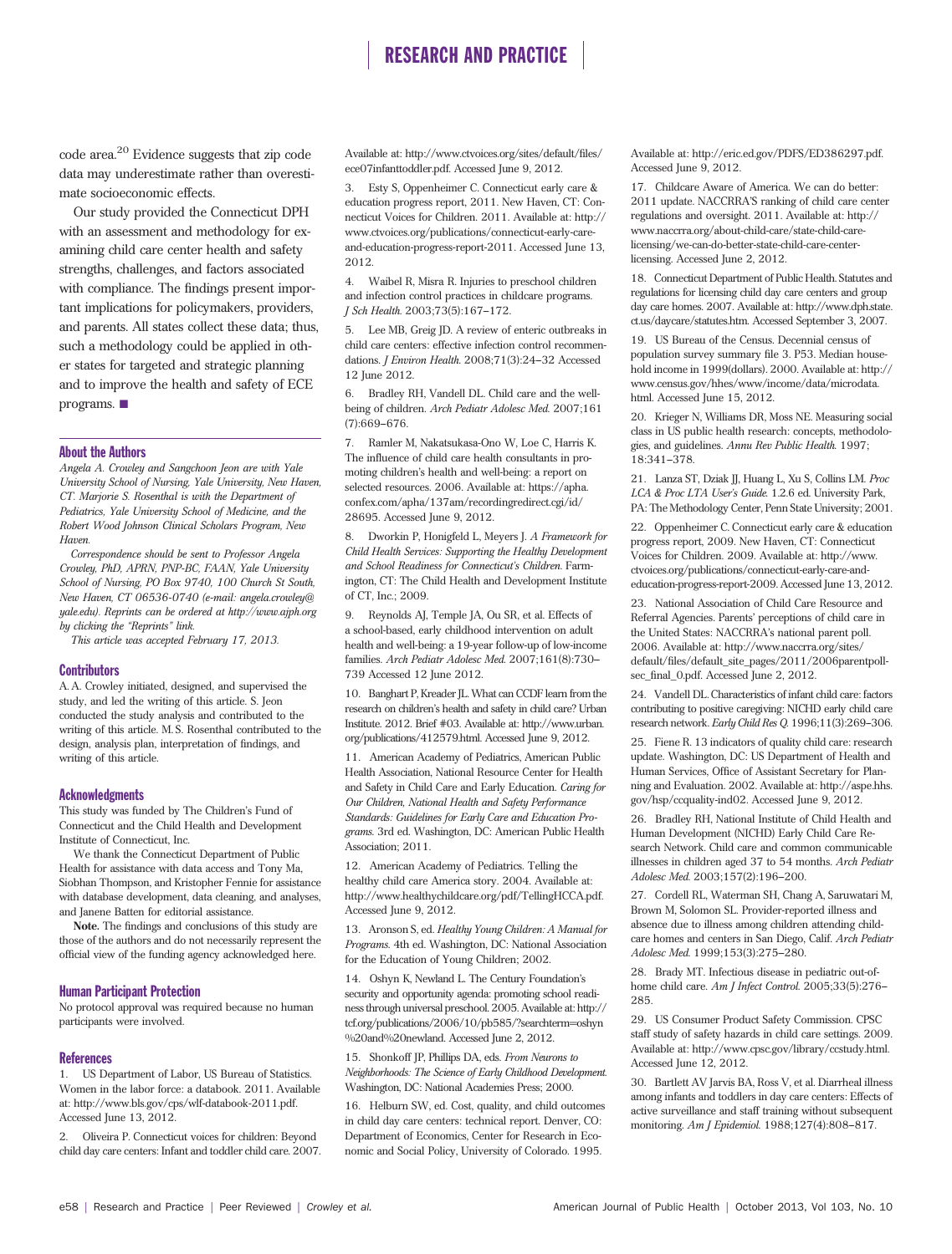code area.[20] Evidence suggests that zip code data may underestimate rather than overestimate socioeconomic effects.

Our study provided the Connecticut DPH with an assessment and methodology for examining child care center health and safety strengths, challenges, and factors associated with compliance. The findings present important implications for policymakers, providers, and parents. All states collect these data; thus, such a methodology could be applied in other states for targeted and strategic planning and to improve the health and safety of ECE programs. ■

## About the Authors

*Angela A. Crowley and Sangchoon Jeon are with Yale University School of Nursing, Yale University, New Haven, CT. Marjorie S. Rosenthal is with the Department of Pediatrics, Yale University School of Medicine, and the Robert Wood Johnson Clinical Scholars Program, New Haven.*

*Correspondence should be sent to Professor Angela Crowley, PhD, APRN, PNP-BC, FAAN, Yale University School of Nursing, PO Box 9740, 100 Church St South, New Haven, CT 06536-0740 (e-mail: angela.crowley@yale.edu). Reprints can be ordered at http://www.ajph.org by clicking the "Reprints" link.*

*This article was accepted February 17, 2013.*

## Contributors

A. A. Crowley initiated, designed, and supervised the study, and led the writing of this article. S. Jeon conducted the study analysis and contributed to the writing of this article. M. S. Rosenthal contributed to the design, analysis plan, interpretation of findings, and writing of this article.

## Acknowledgments

This study was funded by The Children's Fund of Connecticut and the Child Health and Development Institute of Connecticut, Inc.

We thank the Connecticut Department of Public Health for assistance with data access and Tony Ma, Siobhan Thompson, and Kristopher Fennie for assistance with database development, data cleaning, and analyses, and Janene Batten for editorial assistance.

**Note.** The findings and conclusions of this study are those of the authors and do not necessarily represent the official view of the funding agency acknowledged here.

## Human Participant Protection

No protocol approval was required because no human participants were involved.

## References

1. US Department of Labor, US Bureau of Statistics. Women in the labor force: a databook. 2011. Available at: http://www.bls.gov/cps/wlf-databook-2011.pdf. Accessed June 13, 2012.

2. Oliveira P. Connecticut voices for children: Beyond child day care centers: Infant and toddler child care. 2007. Available at: http://www.ctvoices.org/sites/default/files/ece07infanttoddler.pdf. Accessed June 9, 2012.

3. Esty S, Oppenheimer C. Connecticut early care & education progress report, 2011. New Haven, CT: Connecticut Voices for Children. 2011. Available at: http://www.ctvoices.org/publications/connecticut-early-care-and-education-progress-report-2011. Accessed June 13, 2012.

4. Waibel R, Misra R. Injuries to preschool children and infection control practices in childcare programs. *J Sch Health.* 2003;73(5):167–172.

5. Lee MB, Greig JD. A review of enteric outbreaks in child care centers: effective infection control recommendations. *J Environ Health.* 2008;71(3):24–32 Accessed 12 June 2012.

6. Bradley RH, Vandell DL. Child care and the well-being of children. *Arch Pediatr Adolesc Med.* 2007;161(7):669–676.

7. Ramler M, Nakatsukasa-Ono W, Loe C, Harris K. The influence of child care health consultants in promoting children's health and well-being: a report on selected resources. 2006. Available at: https://apha.confex.com/apha/137am/recordingredirect.cgi/id/28695. Accessed June 9, 2012.

8. Dworkin P, Honigfeld L, Meyers J. *A Framework for Child Health Services: Supporting the Healthy Development and School Readiness for Connecticut's Children.* Farmington, CT: The Child Health and Development Institute of CT, Inc.; 2009.

9. Reynolds AJ, Temple JA, Ou SR, et al. Effects of a school-based, early childhood intervention on adult health and well-being: a 19-year follow-up of low-income families. *Arch Pediatr Adolesc Med.* 2007;161(8):730–739 Accessed 12 June 2012.

10. Banghart P, Kreader JL. What can CCDF learn from the research on children's health and safety in child care? Urban Institute. 2012. Brief #03. Available at: http://www.urban.org/publications/412579.html. Accessed June 9, 2012.

11. American Academy of Pediatrics, American Public Health Association, National Resource Center for Health and Safety in Child Care and Early Education. *Caring for Our Children, National Health and Safety Performance Standards: Guidelines for Early Care and Education Programs.* 3rd ed. Washington, DC: American Public Health Association; 2011.

12. American Academy of Pediatrics. Telling the healthy child care America story. 2004. Available at: http://www.healthychildcare.org/pdf/TellingHCCA.pdf. Accessed June 9, 2012.

13. Aronson S, ed. *Healthy Young Children: A Manual for Programs.* 4th ed. Washington, DC: National Association for the Education of Young Children; 2002.

14. Oshyn K, Newland L. The Century Foundation's security and opportunity agenda: promoting school readiness through universal preschool. 2005. Available at: http://tcf.org/publications/2006/10/pb585/?searchterm=oshyn%20and%20newland. Accessed June 2, 2012.

15. Shonkoff JP, Phillips DA, eds. *From Neurons to Neighborhoods: The Science of Early Childhood Development.* Washington, DC: National Academies Press; 2000.

16. Helburn SW, ed. Cost, quality, and child outcomes in child day care centers: technical report. Denver, CO: Department of Economics, Center for Research in Economic and Social Policy, University of Colorado. 1995. Available at: http://eric.ed.gov/PDFS/ED386297.pdf. Accessed June 9, 2012.

17. Childcare Aware of America. We can do better: 2011 update. NACCRRA'S ranking of child care center regulations and oversight. 2011. Available at: http://www.naccrra.org/about-child-care/state-child-care-licensing/we-can-do-better-state-child-care-center-licensing. Accessed June 2, 2012.

18. Connecticut Department of Public Health. Statutes and regulations for licensing child day care centers and group day care homes. 2007. Available at: http://www.dph.state.ct.us/daycare/statutes.htm. Accessed September 3, 2007.

19. US Bureau of the Census. Decennial census of population survey summary file 3. P53. Median household income in 1999(dollars). 2000. Available at: http://www.census.gov/hhes/www/income/data/microdata.html. Accessed June 15, 2012.

20. Krieger N, Williams DR, Moss NE. Measuring social class in US public health research: concepts, methodologies, and guidelines. *Annu Rev Public Health.* 1997;18:341–378.

21. Lanza ST, Dziak JJ, Huang L, Xu S, Collins LM. *Proc LCA & Proc LTA User's Guide.* 1.2.6 ed. University Park, PA: The Methodology Center, Penn State University; 2001.

22. Oppenheimer C. Connecticut early care & education progress report, 2009. New Haven, CT: Connecticut Voices for Children. 2009. Available at: http://www.ctvoices.org/publications/connecticut-early-care-and-education-progress-report-2009. Accessed June 13, 2012.

23. National Association of Child Care Resource and Referral Agencies. Parents' perceptions of child care in the United States: NACCRRA's national parent poll. 2006. Available at: http://www.naccrra.org/sites/default/files/default_site_pages/2011/2006parentpoll-sec_final_0.pdf. Accessed June 2, 2012.

24. Vandell DL. Characteristics of infant child care: factors contributing to positive caregiving: NICHD early child care research network. *Early Child Res Q.* 1996;11(3):269–306.

25. Fiene R. 13 indicators of quality child care: research update. Washington, DC: US Department of Health and Human Services, Office of Assistant Secretary for Planning and Evaluation. 2002. Available at: http://aspe.hhs.gov/hsp/ccquality-ind02. Accessed June 9, 2012.

26. Bradley RH, National Institute of Child Health and Human Development (NICHD) Early Child Care Research Network. Child care and common communicable illnesses in children aged 37 to 54 months. *Arch Pediatr Adolesc Med.* 2003;157(2):196–200.

27. Cordell RL, Waterman SH, Chang A, Saruwatari M, Brown M, Solomon SL. Provider-reported illness and absence due to illness among children attending child-care homes and centers in San Diego, Calif. *Arch Pediatr Adolesc Med.* 1999;153(3):275–280.

28. Brady MT. Infectious disease in pediatric out-of-home child care. *Am J Infect Control.* 2005;33(5):276–285.

29. US Consumer Product Safety Commission. CPSC staff study of safety hazards in child care settings. 2009. Available at: http://www.cpsc.gov/library/ccstudy.html. Accessed June 12, 2012.

30. Bartlett AV Jarvis BA, Ross V, et al. Diarrheal illness among infants and toddlers in day care centers: Effects of active surveillance and staff training without subsequent monitoring. *Am J Epidemiol.* 1988;127(4):808–817.